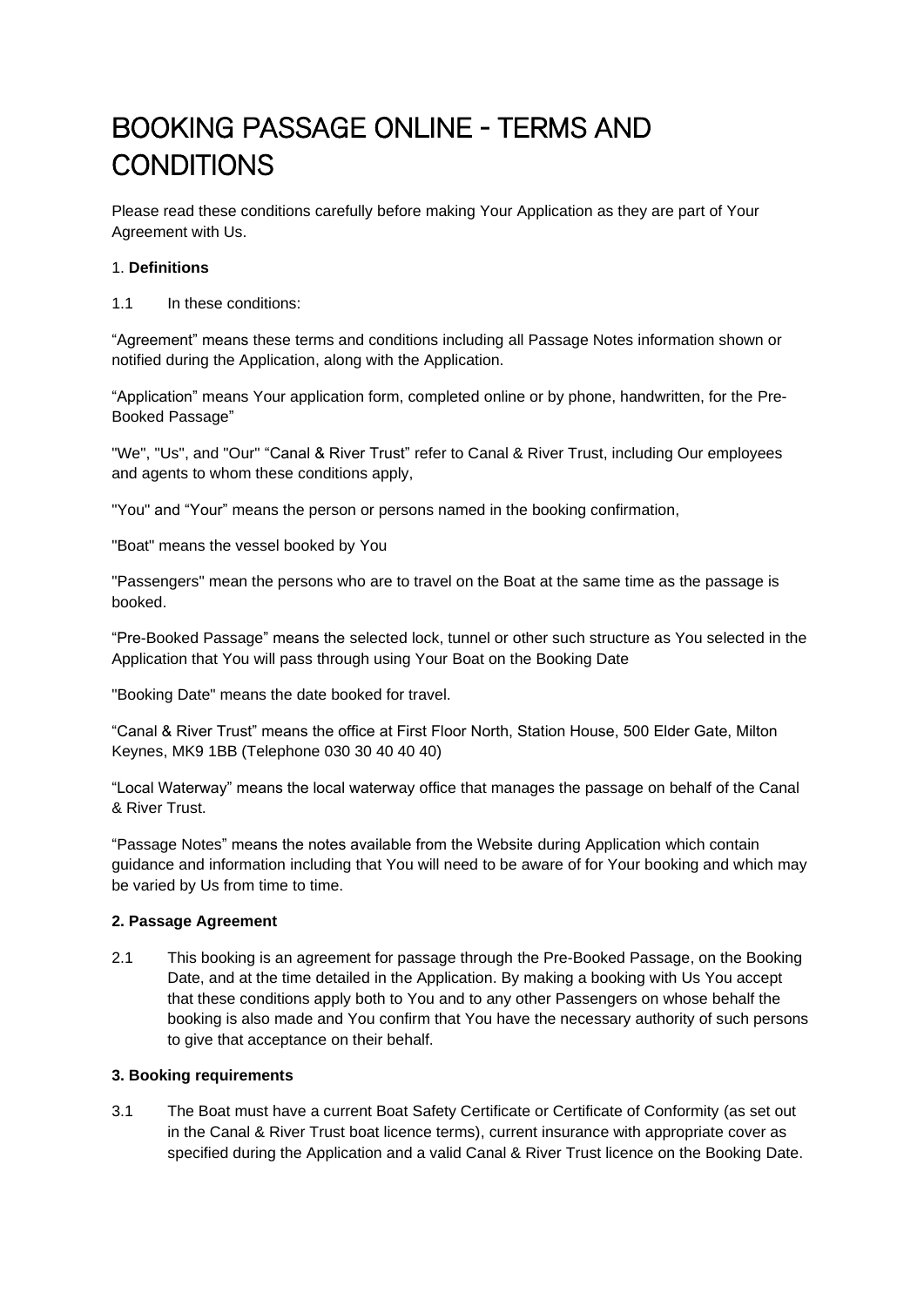# BOOKING PASSAGE ONLINE - TERMS AND CONDITIONS

Please read these conditions carefully before making Your Application as they are part of Your Agreement with Us.

1. **Definitions**

1.1 In these conditions:

“Agreement” means these terms and conditions including all Passage Notes information shown or notified during the Application, along with the Application.

“Application” means Your application form, completed online or by phone, handwritten, for the Pre-Booked Passage”

"We", "Us", and "Our" “Canal & River Trust” refer to Canal & River Trust, including Our employees and agents to whom these conditions apply,

"You" and “Your” means the person or persons named in the booking confirmation,

"Boat" means the vessel booked by You

"Passengers" mean the persons who are to travel on the Boat at the same time as the passage is booked.

“Pre-Booked Passage” means the selected lock, tunnel or other such structure as You selected in the Application that You will pass through using Your Boat on the Booking Date

"Booking Date" means the date booked for travel.

“Canal & River Trust” means the office at First Floor North, Station House, 500 Elder Gate, Milton Keynes, MK9 1BB (Telephone 030 30 40 40 40)

“Local Waterway” means the local waterway office that manages the passage on behalf of the Canal & River Trust.

“Passage Notes” means the notes available from the Website during Application which contain guidance and information including that You will need to be aware of for Your booking and which may be varied by Us from time to time.

**2. Passage Agreement**

2.1 This booking is an agreement for passage through the Pre-Booked Passage, on the Booking Date, and at the time detailed in the Application. By making a booking with Us You accept that these conditions apply both to You and to any other Passengers on whose behalf the booking is also made and You confirm that You have the necessary authority of such persons to give that acceptance on their behalf.

**3. Booking requirements**

3.1 The Boat must have a current Boat Safety Certificate or Certificate of Conformity (as set out in the Canal & River Trust boat licence terms), current insurance with appropriate cover as specified during the Application and a valid Canal & River Trust licence on the Booking Date.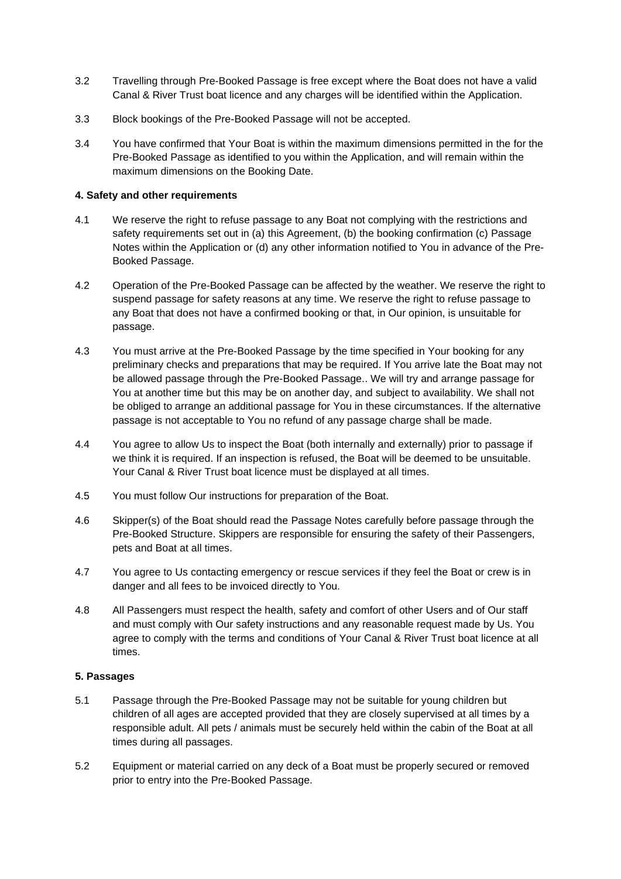3.2 Travelling through Pre-Booked Passage is free except where the Boat does not have a valid Canal & River Trust boat licence and any charges will be identified within the Application.

3.3 Block bookings of the Pre-Booked Passage will not be accepted.

3.4 You have confirmed that Your Boat is within the maximum dimensions permitted in the for the Pre-Booked Passage as identified to you within the Application, and will remain within the maximum dimensions on the Booking Date.

**4. Safety and other requirements**

4.1 We reserve the right to refuse passage to any Boat not complying with the restrictions and safety requirements set out in (a) this Agreement, (b) the booking confirmation (c) Passage Notes within the Application or (d) any other information notified to You in advance of the Pre-Booked Passage.

4.2 Operation of the Pre-Booked Passage can be affected by the weather. We reserve the right to suspend passage for safety reasons at any time. We reserve the right to refuse passage to any Boat that does not have a confirmed booking or that, in Our opinion, is unsuitable for passage.

4.3 You must arrive at the Pre-Booked Passage by the time specified in Your booking for any preliminary checks and preparations that may be required. If You arrive late the Boat may not be allowed passage through the Pre-Booked Passage.. We will try and arrange passage for You at another time but this may be on another day, and subject to availability. We shall not be obliged to arrange an additional passage for You in these circumstances. If the alternative passage is not acceptable to You no refund of any passage charge shall be made.

4.4 You agree to allow Us to inspect the Boat (both internally and externally) prior to passage if we think it is required. If an inspection is refused, the Boat will be deemed to be unsuitable. Your Canal & River Trust boat licence must be displayed at all times.

4.5 You must follow Our instructions for preparation of the Boat.

4.6 Skipper(s) of the Boat should read the Passage Notes carefully before passage through the Pre-Booked Structure. Skippers are responsible for ensuring the safety of their Passengers, pets and Boat at all times.

4.7 You agree to Us contacting emergency or rescue services if they feel the Boat or crew is in danger and all fees to be invoiced directly to You.

4.8 All Passengers must respect the health, safety and comfort of other Users and of Our staff and must comply with Our safety instructions and any reasonable request made by Us. You agree to comply with the terms and conditions of Your Canal & River Trust boat licence at all times.

**5. Passages**

5.1 Passage through the Pre-Booked Passage may not be suitable for young children but children of all ages are accepted provided that they are closely supervised at all times by a responsible adult. All pets / animals must be securely held within the cabin of the Boat at all times during all passages.

5.2 Equipment or material carried on any deck of a Boat must be properly secured or removed prior to entry into the Pre-Booked Passage.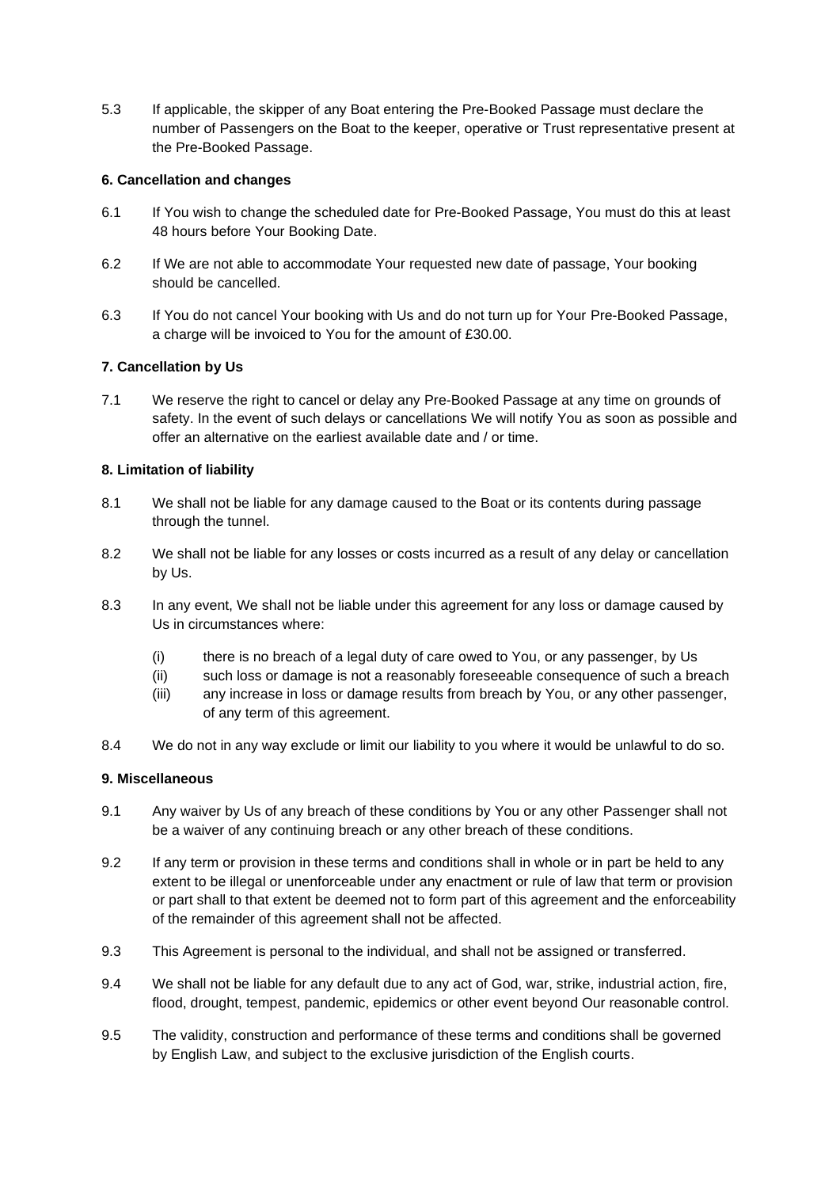5.3 If applicable, the skipper of any Boat entering the Pre-Booked Passage must declare the number of Passengers on the Boat to the keeper, operative or Trust representative present at the Pre-Booked Passage.

**6. Cancellation and changes**

6.1 If You wish to change the scheduled date for Pre-Booked Passage, You must do this at least 48 hours before Your Booking Date.

6.2 If We are not able to accommodate Your requested new date of passage, Your booking should be cancelled.

6.3 If You do not cancel Your booking with Us and do not turn up for Your Pre-Booked Passage, a charge will be invoiced to You for the amount of £30.00.

**7. Cancellation by Us**

7.1 We reserve the right to cancel or delay any Pre-Booked Passage at any time on grounds of safety. In the event of such delays or cancellations We will notify You as soon as possible and offer an alternative on the earliest available date and / or time.

**8. Limitation of liability**

8.1 We shall not be liable for any damage caused to the Boat or its contents during passage through the tunnel.

8.2 We shall not be liable for any losses or costs incurred as a result of any delay or cancellation by Us.

8.3 In any event, We shall not be liable under this agreement for any loss or damage caused by Us in circumstances where:

(i) there is no breach of a legal duty of care owed to You, or any passenger, by Us
(ii) such loss or damage is not a reasonably foreseeable consequence of such a breach
(iii) any increase in loss or damage results from breach by You, or any other passenger, of any term of this agreement.

8.4 We do not in any way exclude or limit our liability to you where it would be unlawful to do so.

**9. Miscellaneous**

9.1 Any waiver by Us of any breach of these conditions by You or any other Passenger shall not be a waiver of any continuing breach or any other breach of these conditions.

9.2 If any term or provision in these terms and conditions shall in whole or in part be held to any extent to be illegal or unenforceable under any enactment or rule of law that term or provision or part shall to that extent be deemed not to form part of this agreement and the enforceability of the remainder of this agreement shall not be affected.

9.3 This Agreement is personal to the individual, and shall not be assigned or transferred.

9.4 We shall not be liable for any default due to any act of God, war, strike, industrial action, fire, flood, drought, tempest, pandemic, epidemics or other event beyond Our reasonable control.

9.5 The validity, construction and performance of these terms and conditions shall be governed by English Law, and subject to the exclusive jurisdiction of the English courts.